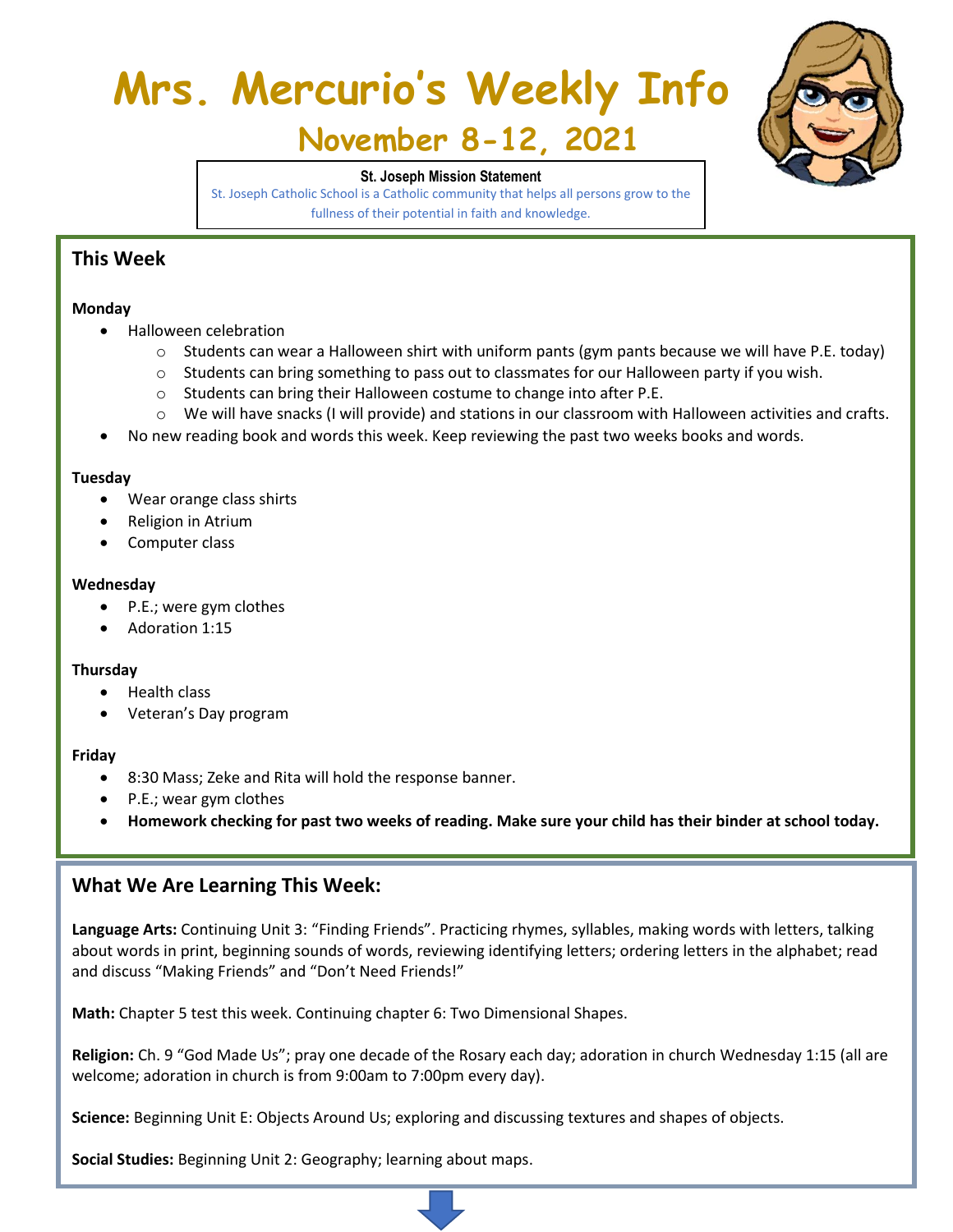# Mrs. Mercurio's Weekly Info

## November 8-12, 2021

**St. Joseph Mission Statement**

St. Joseph Catholic School is a Catholic community that helps all persons grow to the fullness of their potential in faith and knowledge.

## This Week

**Monday**

- Halloween celebration
  - Students can wear a Halloween shirt with uniform pants (gym pants because we will have P.E. today)
  - Students can bring something to pass out to classmates for our Halloween party if you wish.
  - Students can bring their Halloween costume to change into after P.E.
  - We will have snacks (I will provide) and stations in our classroom with Halloween activities and crafts.
- No new reading book and words this week. Keep reviewing the past two weeks books and words.

**Tuesday**

- Wear orange class shirts
- Religion in Atrium
- Computer class

**Wednesday**

- P.E.; were gym clothes
- Adoration 1:15

**Thursday**

- Health class
- Veteran's Day program

**Friday**

- 8:30 Mass; Zeke and Rita will hold the response banner.
- P.E.; wear gym clothes
- **Homework checking for past two weeks of reading. Make sure your child has their binder at school today.**

## What We Are Learning This Week:

**Language Arts:** Continuing Unit 3: "Finding Friends". Practicing rhymes, syllables, making words with letters, talking about words in print, beginning sounds of words, reviewing identifying letters; ordering letters in the alphabet; read and discuss "Making Friends" and "Don't Need Friends!"

**Math:** Chapter 5 test this week. Continuing chapter 6: Two Dimensional Shapes.

**Religion:** Ch. 9 "God Made Us"; pray one decade of the Rosary each day; adoration in church Wednesday 1:15 (all are welcome; adoration in church is from 9:00am to 7:00pm every day).

**Science:** Beginning Unit E: Objects Around Us; exploring and discussing textures and shapes of objects.

**Social Studies:** Beginning Unit 2: Geography; learning about maps.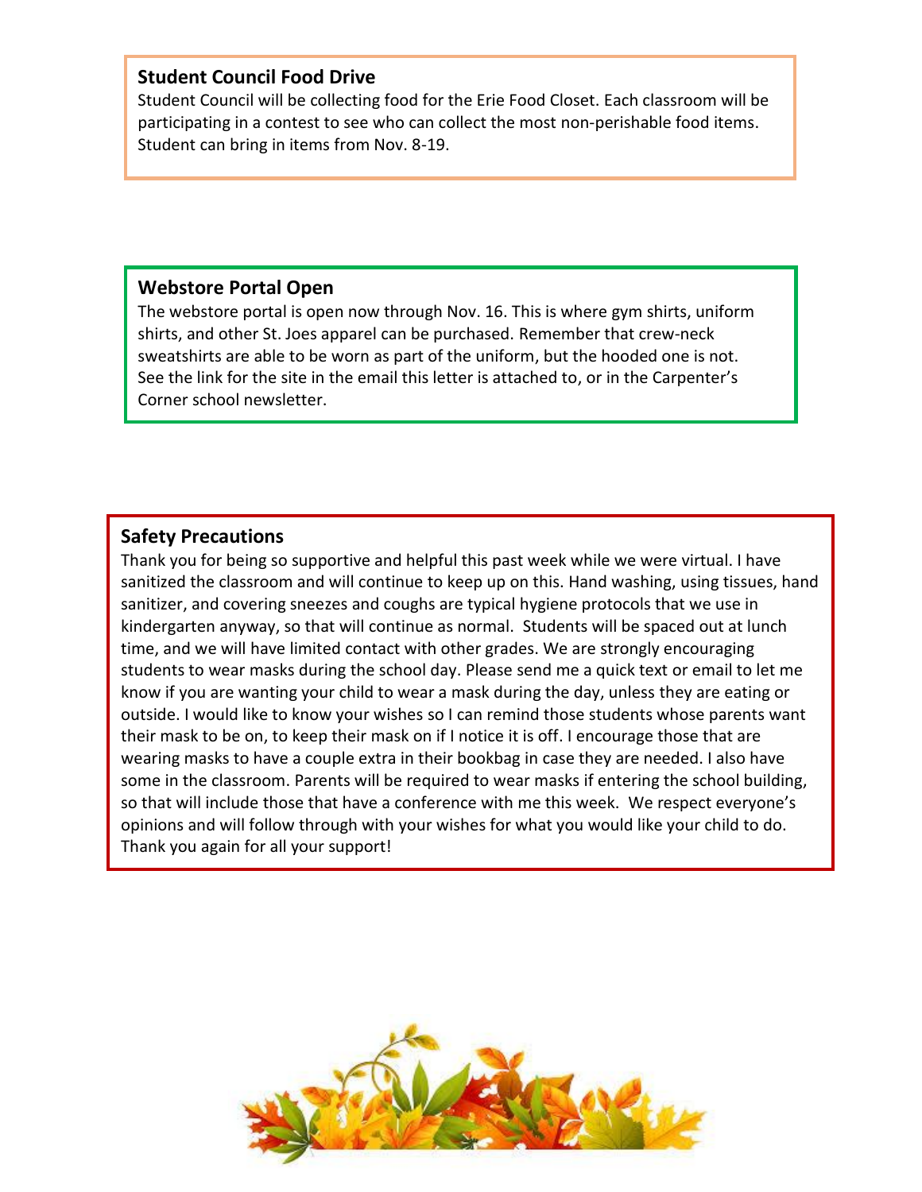### Student Council Food Drive

Student Council will be collecting food for the Erie Food Closet. Each classroom will be participating in a contest to see who can collect the most non-perishable food items. Student can bring in items from Nov. 8-19.

### Webstore Portal Open

The webstore portal is open now through Nov. 16. This is where gym shirts, uniform shirts, and other St. Joes apparel can be purchased. Remember that crew-neck sweatshirts are able to be worn as part of the uniform, but the hooded one is not. See the link for the site in the email this letter is attached to, or in the Carpenter's Corner school newsletter.

### Safety Precautions

Thank you for being so supportive and helpful this past week while we were virtual. I have sanitized the classroom and will continue to keep up on this. Hand washing, using tissues, hand sanitizer, and covering sneezes and coughs are typical hygiene protocols that we use in kindergarten anyway, so that will continue as normal. Students will be spaced out at lunch time, and we will have limited contact with other grades. We are strongly encouraging students to wear masks during the school day. Please send me a quick text or email to let me know if you are wanting your child to wear a mask during the day, unless they are eating or outside. I would like to know your wishes so I can remind those students whose parents want their mask to be on, to keep their mask on if I notice it is off. I encourage those that are wearing masks to have a couple extra in their bookbag in case they are needed. I also have some in the classroom. Parents will be required to wear masks if entering the school building, so that will include those that have a conference with me this week. We respect everyone's opinions and will follow through with your wishes for what you would like your child to do. Thank you again for all your support!